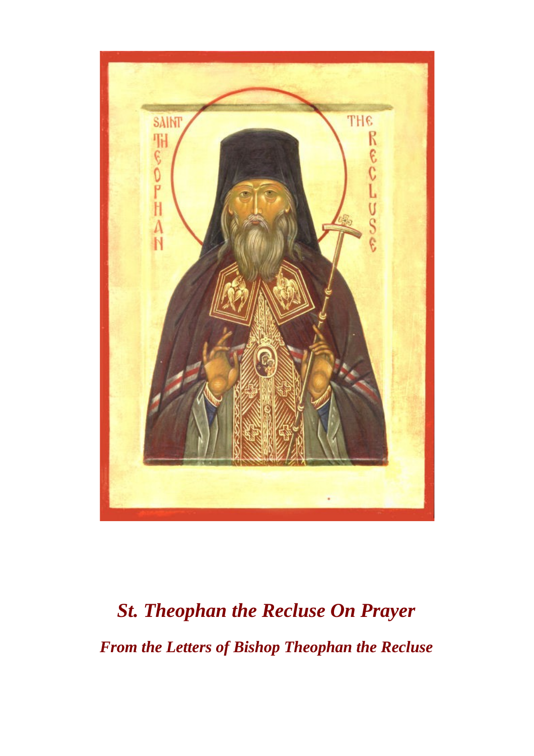# *St. Theophan the Recluse On Prayer*

## *From the Letters of Bishop Theophan the Recluse*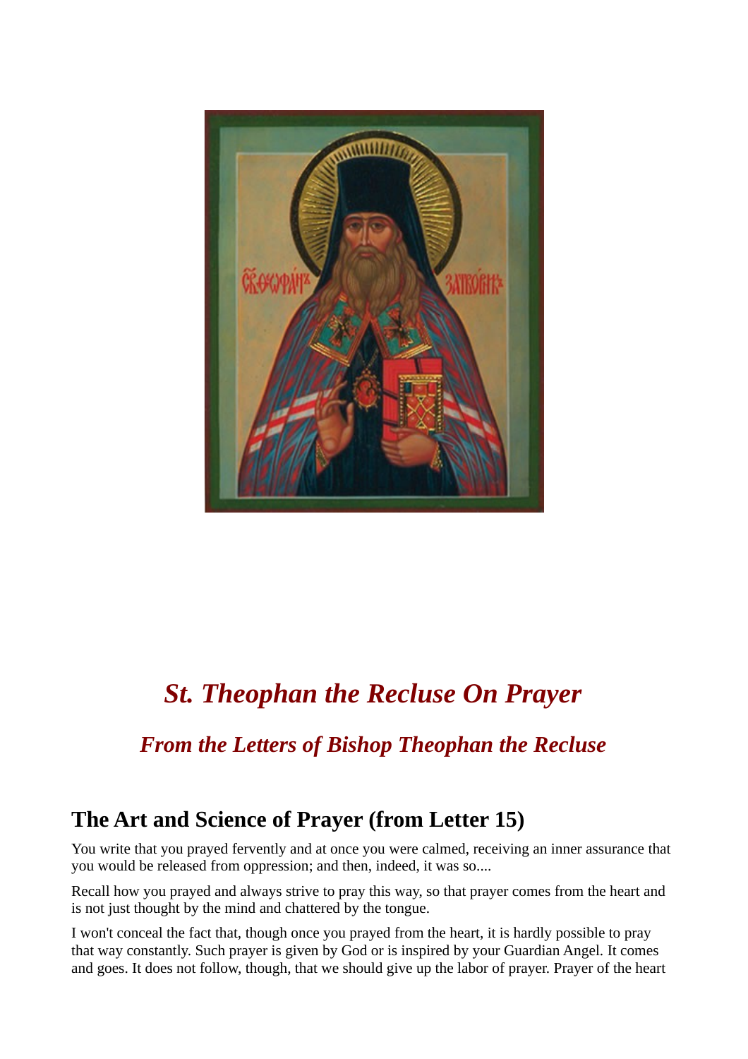# *St. Theophan the Recluse On Prayer*

## *From the Letters of Bishop Theophan the Recluse*

## The Art and Science of Prayer (from Letter 15)

You write that you prayed fervently and at once you were calmed, receiving an inner assurance that you would be released from oppression; and then, indeed, it was so....

Recall how you prayed and always strive to pray this way, so that prayer comes from the heart and is not just thought by the mind and chattered by the tongue.

I won't conceal the fact that, though once you prayed from the heart, it is hardly possible to pray that way constantly. Such prayer is given by God or is inspired by your Guardian Angel. It comes and goes. It does not follow, though, that we should give up the labor of prayer. Prayer of the heart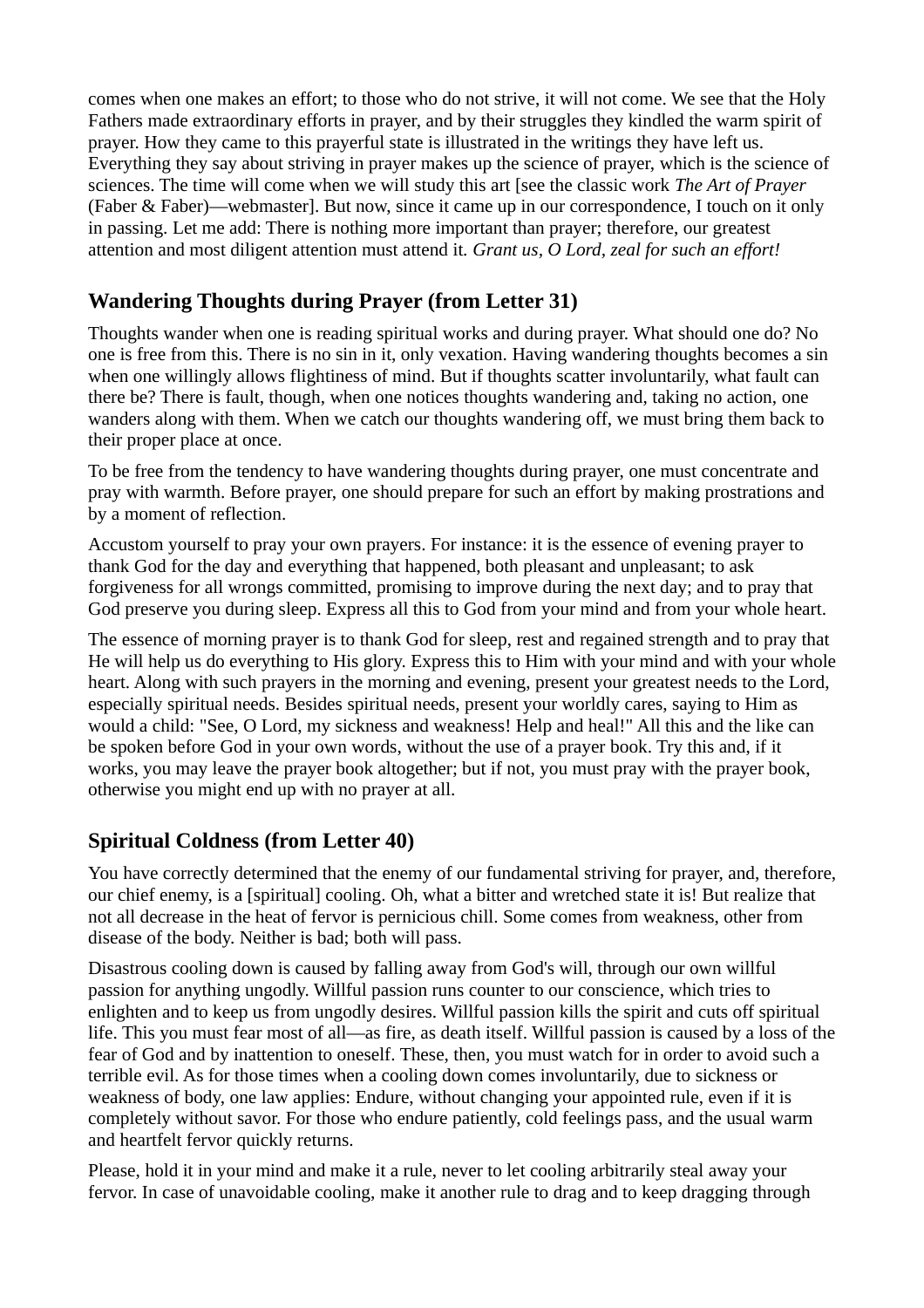comes when one makes an effort; to those who do not strive, it will not come. We see that the Holy Fathers made extraordinary efforts in prayer, and by their struggles they kindled the warm spirit of prayer. How they came to this prayerful state is illustrated in the writings they have left us. Everything they say about striving in prayer makes up the science of prayer, which is the science of sciences. The time will come when we will study this art [see the classic work *The Art of Prayer* (Faber & Faber)—webmaster]. But now, since it came up in our correspondence, I touch on it only in passing. Let me add: There is nothing more important than prayer; therefore, our greatest attention and most diligent attention must attend it. *Grant us, O Lord, zeal for such an effort!*

## Wandering Thoughts during Prayer (from Letter 31)

Thoughts wander when one is reading spiritual works and during prayer. What should one do? No one is free from this. There is no sin in it, only vexation. Having wandering thoughts becomes a sin when one willingly allows flightiness of mind. But if thoughts scatter involuntarily, what fault can there be? There is fault, though, when one notices thoughts wandering and, taking no action, one wanders along with them. When we catch our thoughts wandering off, we must bring them back to their proper place at once.

To be free from the tendency to have wandering thoughts during prayer, one must concentrate and pray with warmth. Before prayer, one should prepare for such an effort by making prostrations and by a moment of reflection.

Accustom yourself to pray your own prayers. For instance: it is the essence of evening prayer to thank God for the day and everything that happened, both pleasant and unpleasant; to ask forgiveness for all wrongs committed, promising to improve during the next day; and to pray that God preserve you during sleep. Express all this to God from your mind and from your whole heart.

The essence of morning prayer is to thank God for sleep, rest and regained strength and to pray that He will help us do everything to His glory. Express this to Him with your mind and with your whole heart. Along with such prayers in the morning and evening, present your greatest needs to the Lord, especially spiritual needs. Besides spiritual needs, present your worldly cares, saying to Him as would a child: "See, O Lord, my sickness and weakness! Help and heal!" All this and the like can be spoken before God in your own words, without the use of a prayer book. Try this and, if it works, you may leave the prayer book altogether; but if not, you must pray with the prayer book, otherwise you might end up with no prayer at all.

## Spiritual Coldness (from Letter 40)

You have correctly determined that the enemy of our fundamental striving for prayer, and, therefore, our chief enemy, is a [spiritual] cooling. Oh, what a bitter and wretched state it is! But realize that not all decrease in the heat of fervor is pernicious chill. Some comes from weakness, other from disease of the body. Neither is bad; both will pass.

Disastrous cooling down is caused by falling away from God's will, through our own willful passion for anything ungodly. Willful passion runs counter to our conscience, which tries to enlighten and to keep us from ungodly desires. Willful passion kills the spirit and cuts off spiritual life. This you must fear most of all—as fire, as death itself. Willful passion is caused by a loss of the fear of God and by inattention to oneself. These, then, you must watch for in order to avoid such a terrible evil. As for those times when a cooling down comes involuntarily, due to sickness or weakness of body, one law applies: Endure, without changing your appointed rule, even if it is completely without savor. For those who endure patiently, cold feelings pass, and the usual warm and heartfelt fervor quickly returns.

Please, hold it in your mind and make it a rule, never to let cooling arbitrarily steal away your fervor. In case of unavoidable cooling, make it another rule to drag and to keep dragging through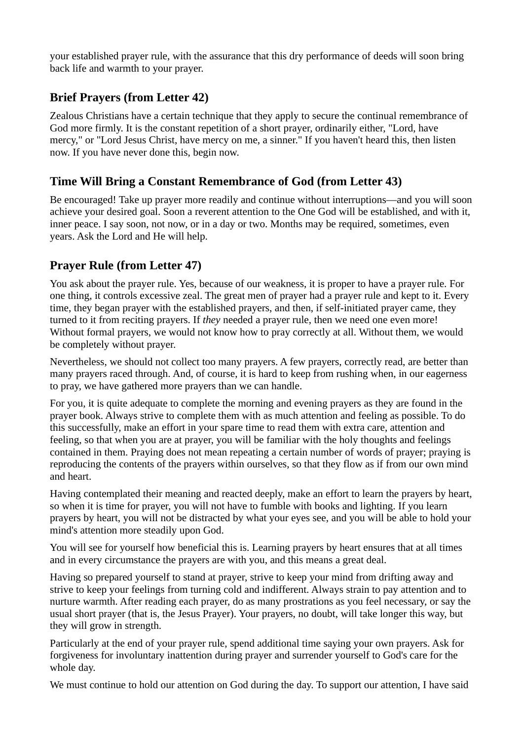your established prayer rule, with the assurance that this dry performance of deeds will soon bring back life and warmth to your prayer.

## Brief Prayers (from Letter 42)

Zealous Christians have a certain technique that they apply to secure the continual remembrance of God more firmly. It is the constant repetition of a short prayer, ordinarily either, "Lord, have mercy," or "Lord Jesus Christ, have mercy on me, a sinner." If you haven't heard this, then listen now. If you have never done this, begin now.

## Time Will Bring a Constant Remembrance of God (from Letter 43)

Be encouraged! Take up prayer more readily and continue without interruptions—and you will soon achieve your desired goal. Soon a reverent attention to the One God will be established, and with it, inner peace. I say soon, not now, or in a day or two. Months may be required, sometimes, even years. Ask the Lord and He will help.

## Prayer Rule (from Letter 47)

You ask about the prayer rule. Yes, because of our weakness, it is proper to have a prayer rule. For one thing, it controls excessive zeal. The great men of prayer had a prayer rule and kept to it. Every time, they began prayer with the established prayers, and then, if self-initiated prayer came, they turned to it from reciting prayers. If *they* needed a prayer rule, then we need one even more! Without formal prayers, we would not know how to pray correctly at all. Without them, we would be completely without prayer.

Nevertheless, we should not collect too many prayers. A few prayers, correctly read, are better than many prayers raced through. And, of course, it is hard to keep from rushing when, in our eagerness to pray, we have gathered more prayers than we can handle.

For you, it is quite adequate to complete the morning and evening prayers as they are found in the prayer book. Always strive to complete them with as much attention and feeling as possible. To do this successfully, make an effort in your spare time to read them with extra care, attention and feeling, so that when you are at prayer, you will be familiar with the holy thoughts and feelings contained in them. Praying does not mean repeating a certain number of words of prayer; praying is reproducing the contents of the prayers within ourselves, so that they flow as if from our own mind and heart.

Having contemplated their meaning and reacted deeply, make an effort to learn the prayers by heart, so when it is time for prayer, you will not have to fumble with books and lighting. If you learn prayers by heart, you will not be distracted by what your eyes see, and you will be able to hold your mind's attention more steadily upon God.

You will see for yourself how beneficial this is. Learning prayers by heart ensures that at all times and in every circumstance the prayers are with you, and this means a great deal.

Having so prepared yourself to stand at prayer, strive to keep your mind from drifting away and strive to keep your feelings from turning cold and indifferent. Always strain to pay attention and to nurture warmth. After reading each prayer, do as many prostrations as you feel necessary, or say the usual short prayer (that is, the Jesus Prayer). Your prayers, no doubt, will take longer this way, but they will grow in strength.

Particularly at the end of your prayer rule, spend additional time saying your own prayers. Ask for forgiveness for involuntary inattention during prayer and surrender yourself to God's care for the whole day.

We must continue to hold our attention on God during the day. To support our attention, I have said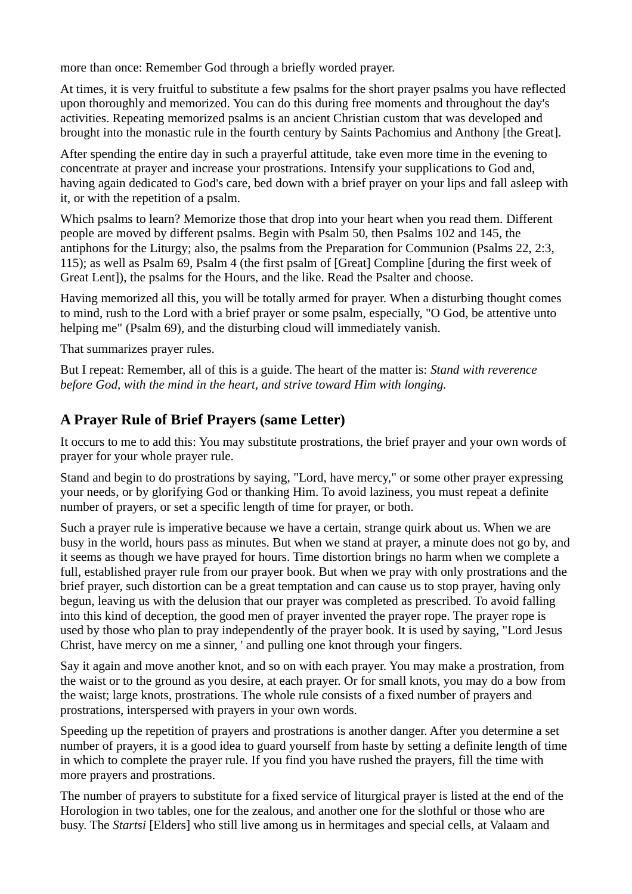more than once: Remember God through a briefly worded prayer.

At times, it is very fruitful to substitute a few psalms for the short prayer psalms you have reflected upon thoroughly and memorized. You can do this during free moments and throughout the day's activities. Repeating memorized psalms is an ancient Christian custom that was developed and brought into the monastic rule in the fourth century by Saints Pachomius and Anthony [the Great].

After spending the entire day in such a prayerful attitude, take even more time in the evening to concentrate at prayer and increase your prostrations. Intensify your supplications to God and, having again dedicated to God's care, bed down with a brief prayer on your lips and fall asleep with it, or with the repetition of a psalm.

Which psalms to learn? Memorize those that drop into your heart when you read them. Different people are moved by different psalms. Begin with Psalm 50, then Psalms 102 and 145, the antiphons for the Liturgy; also, the psalms from the Preparation for Communion (Psalms 22, 2:3, 115); as well as Psalm 69, Psalm 4 (the first psalm of [Great] Compline [during the first week of Great Lent]), the psalms for the Hours, and the like. Read the Psalter and choose.

Having memorized all this, you will be totally armed for prayer. When a disturbing thought comes to mind, rush to the Lord with a brief prayer or some psalm, especially, "O God, be attentive unto helping me" (Psalm 69), and the disturbing cloud will immediately vanish.

That summarizes prayer rules.

But I repeat: Remember, all of this is a guide. The heart of the matter is: *Stand with reverence before God, with the mind in the heart, and strive toward Him with longing.*

## A Prayer Rule of Brief Prayers (same Letter)

It occurs to me to add this: You may substitute prostrations, the brief prayer and your own words of prayer for your whole prayer rule.

Stand and begin to do prostrations by saying, "Lord, have mercy," or some other prayer expressing your needs, or by glorifying God or thanking Him. To avoid laziness, you must repeat a definite number of prayers, or set a specific length of time for prayer, or both.

Such a prayer rule is imperative because we have a certain, strange quirk about us. When we are busy in the world, hours pass as minutes. But when we stand at prayer, a minute does not go by, and it seems as though we have prayed for hours. Time distortion brings no harm when we complete a full, established prayer rule from our prayer book. But when we pray with only prostrations and the brief prayer, such distortion can be a great temptation and can cause us to stop prayer, having only begun, leaving us with the delusion that our prayer was completed as prescribed. To avoid falling into this kind of deception, the good men of prayer invented the prayer rope. The prayer rope is used by those who plan to pray independently of the prayer book. It is used by saying, "Lord Jesus Christ, have mercy on me a sinner, ' and pulling one knot through your fingers.

Say it again and move another knot, and so on with each prayer. You may make a prostration, from the waist or to the ground as you desire, at each prayer. Or for small knots, you may do a bow from the waist; large knots, prostrations. The whole rule consists of a fixed number of prayers and prostrations, interspersed with prayers in your own words.

Speeding up the repetition of prayers and prostrations is another danger. After you determine a set number of prayers, it is a good idea to guard yourself from haste by setting a definite length of time in which to complete the prayer rule. If you find you have rushed the prayers, fill the time with more prayers and prostrations.

The number of prayers to substitute for a fixed service of liturgical prayer is listed at the end of the Horologion in two tables, one for the zealous, and another one for the slothful or those who are busy. The *Startsi* [Elders] who still live among us in hermitages and special cells, at Valaam and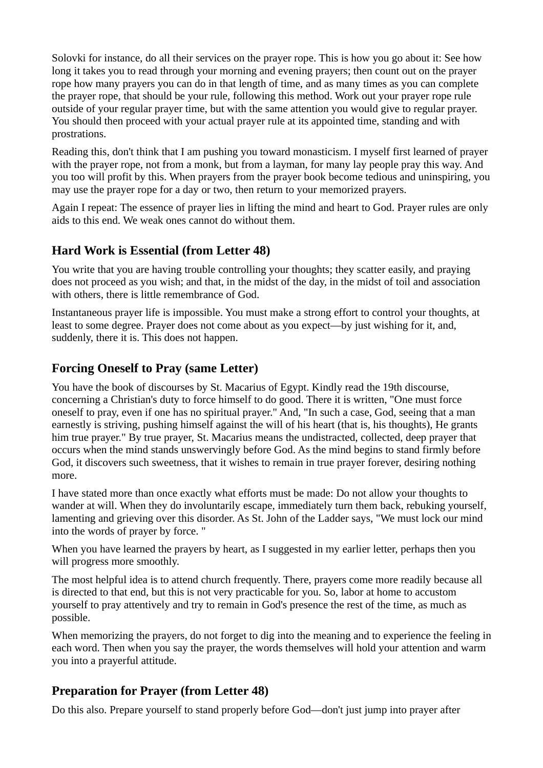Solovki for instance, do all their services on the prayer rope. This is how you go about it: See how long it takes you to read through your morning and evening prayers; then count out on the prayer rope how many prayers you can do in that length of time, and as many times as you can complete the prayer rope, that should be your rule, following this method. Work out your prayer rope rule outside of your regular prayer time, but with the same attention you would give to regular prayer. You should then proceed with your actual prayer rule at its appointed time, standing and with prostrations.

Reading this, don't think that I am pushing you toward monasticism. I myself first learned of prayer with the prayer rope, not from a monk, but from a layman, for many lay people pray this way. And you too will profit by this. When prayers from the prayer book become tedious and uninspiring, you may use the prayer rope for a day or two, then return to your memorized prayers.

Again I repeat: The essence of prayer lies in lifting the mind and heart to God. Prayer rules are only aids to this end. We weak ones cannot do without them.

## Hard Work is Essential (from Letter 48)

You write that you are having trouble controlling your thoughts; they scatter easily, and praying does not proceed as you wish; and that, in the midst of the day, in the midst of toil and association with others, there is little remembrance of God.

Instantaneous prayer life is impossible. You must make a strong effort to control your thoughts, at least to some degree. Prayer does not come about as you expect—by just wishing for it, and, suddenly, there it is. This does not happen.

## Forcing Oneself to Pray (same Letter)

You have the book of discourses by St. Macarius of Egypt. Kindly read the 19th discourse, concerning a Christian's duty to force himself to do good. There it is written, "One must force oneself to pray, even if one has no spiritual prayer." And, "In such a case, God, seeing that a man earnestly is striving, pushing himself against the will of his heart (that is, his thoughts), He grants him true prayer." By true prayer, St. Macarius means the undistracted, collected, deep prayer that occurs when the mind stands unswervingly before God. As the mind begins to stand firmly before God, it discovers such sweetness, that it wishes to remain in true prayer forever, desiring nothing more.

I have stated more than once exactly what efforts must be made: Do not allow your thoughts to wander at will. When they do involuntarily escape, immediately turn them back, rebuking yourself, lamenting and grieving over this disorder. As St. John of the Ladder says, "We must lock our mind into the words of prayer by force. "

When you have learned the prayers by heart, as I suggested in my earlier letter, perhaps then you will progress more smoothly.

The most helpful idea is to attend church frequently. There, prayers come more readily because all is directed to that end, but this is not very practicable for you. So, labor at home to accustom yourself to pray attentively and try to remain in God's presence the rest of the time, as much as possible.

When memorizing the prayers, do not forget to dig into the meaning and to experience the feeling in each word. Then when you say the prayer, the words themselves will hold your attention and warm you into a prayerful attitude.

## Preparation for Prayer (from Letter 48)

Do this also. Prepare yourself to stand properly before God—don't just jump into prayer after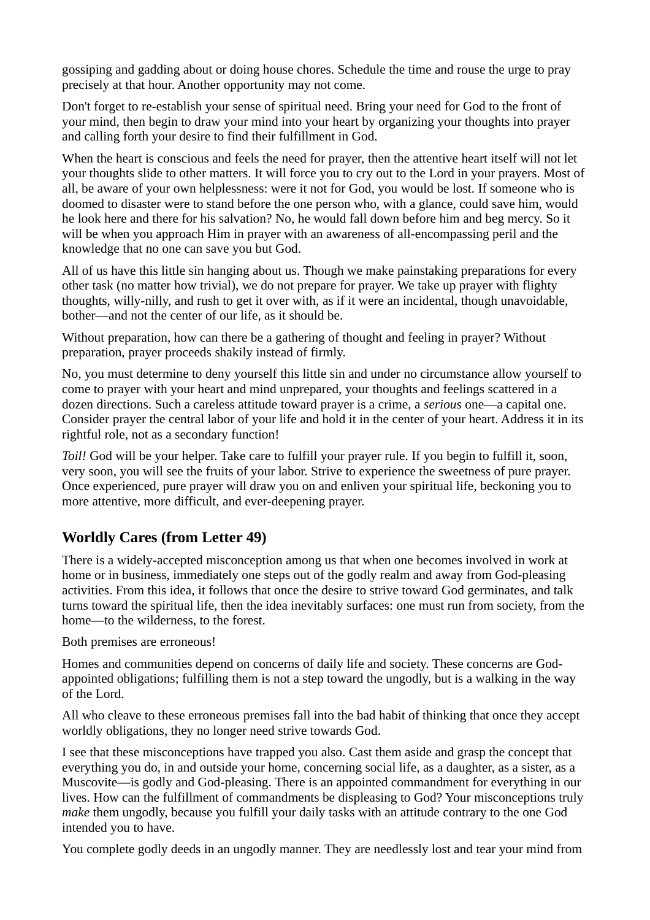gossiping and gadding about or doing house chores. Schedule the time and rouse the urge to pray precisely at that hour. Another opportunity may not come.

Don't forget to re-establish your sense of spiritual need. Bring your need for God to the front of your mind, then begin to draw your mind into your heart by organizing your thoughts into prayer and calling forth your desire to find their fulfillment in God.

When the heart is conscious and feels the need for prayer, then the attentive heart itself will not let your thoughts slide to other matters. It will force you to cry out to the Lord in your prayers. Most of all, be aware of your own helplessness: were it not for God, you would be lost. If someone who is doomed to disaster were to stand before the one person who, with a glance, could save him, would he look here and there for his salvation? No, he would fall down before him and beg mercy. So it will be when you approach Him in prayer with an awareness of all-encompassing peril and the knowledge that no one can save you but God.

All of us have this little sin hanging about us. Though we make painstaking preparations for every other task (no matter how trivial), we do not prepare for prayer. We take up prayer with flighty thoughts, willy-nilly, and rush to get it over with, as if it were an incidental, though unavoidable, bother—and not the center of our life, as it should be.

Without preparation, how can there be a gathering of thought and feeling in prayer? Without preparation, prayer proceeds shakily instead of firmly.

No, you must determine to deny yourself this little sin and under no circumstance allow yourself to come to prayer with your heart and mind unprepared, your thoughts and feelings scattered in a dozen directions. Such a careless attitude toward prayer is a crime, a *serious* one—a capital one. Consider prayer the central labor of your life and hold it in the center of your heart. Address it in its rightful role, not as a secondary function!

*Toil!* God will be your helper. Take care to fulfill your prayer rule. If you begin to fulfill it, soon, very soon, you will see the fruits of your labor. Strive to experience the sweetness of pure prayer. Once experienced, pure prayer will draw you on and enliven your spiritual life, beckoning you to more attentive, more difficult, and ever-deepening prayer.

## Worldly Cares (from Letter 49)

There is a widely-accepted misconception among us that when one becomes involved in work at home or in business, immediately one steps out of the godly realm and away from God-pleasing activities. From this idea, it follows that once the desire to strive toward God germinates, and talk turns toward the spiritual life, then the idea inevitably surfaces: one must run from society, from the home—to the wilderness, to the forest.

Both premises are erroneous!

Homes and communities depend on concerns of daily life and society. These concerns are God-appointed obligations; fulfilling them is not a step toward the ungodly, but is a walking in the way of the Lord.

All who cleave to these erroneous premises fall into the bad habit of thinking that once they accept worldly obligations, they no longer need strive towards God.

I see that these misconceptions have trapped you also. Cast them aside and grasp the concept that everything you do, in and outside your home, concerning social life, as a daughter, as a sister, as a Muscovite—is godly and God-pleasing. There is an appointed commandment for everything in our lives. How can the fulfillment of commandments be displeasing to God? Your misconceptions truly *make* them ungodly, because you fulfill your daily tasks with an attitude contrary to the one God intended you to have.

You complete godly deeds in an ungodly manner. They are needlessly lost and tear your mind from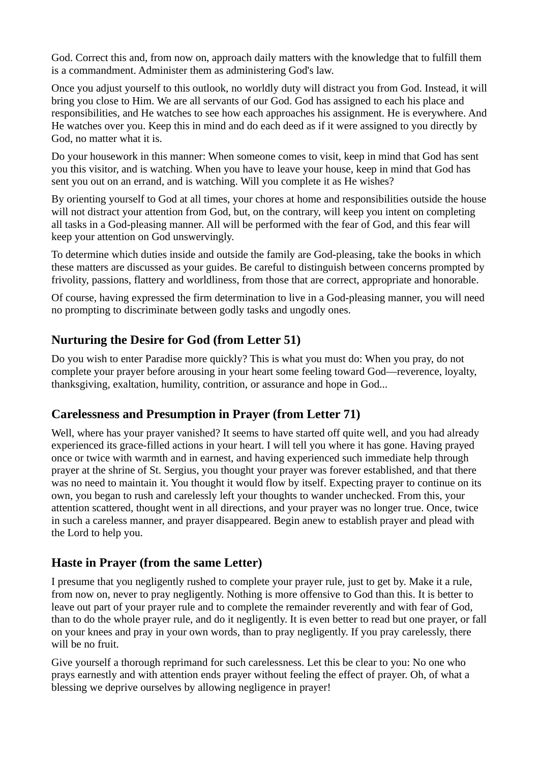God. Correct this and, from now on, approach daily matters with the knowledge that to fulfill them is a commandment. Administer them as administering God's law.

Once you adjust yourself to this outlook, no worldly duty will distract you from God. Instead, it will bring you close to Him. We are all servants of our God. God has assigned to each his place and responsibilities, and He watches to see how each approaches his assignment. He is everywhere. And He watches over you. Keep this in mind and do each deed as if it were assigned to you directly by God, no matter what it is.

Do your housework in this manner: When someone comes to visit, keep in mind that God has sent you this visitor, and is watching. When you have to leave your house, keep in mind that God has sent you out on an errand, and is watching. Will you complete it as He wishes?

By orienting yourself to God at all times, your chores at home and responsibilities outside the house will not distract your attention from God, but, on the contrary, will keep you intent on completing all tasks in a God-pleasing manner. All will be performed with the fear of God, and this fear will keep your attention on God unswervingly.

To determine which duties inside and outside the family are God-pleasing, take the books in which these matters are discussed as your guides. Be careful to distinguish between concerns prompted by frivolity, passions, flattery and worldliness, from those that are correct, appropriate and honorable.

Of course, having expressed the firm determination to live in a God-pleasing manner, you will need no prompting to discriminate between godly tasks and ungodly ones.

## Nurturing the Desire for God (from Letter 51)

Do you wish to enter Paradise more quickly? This is what you must do: When you pray, do not complete your prayer before arousing in your heart some feeling toward God—reverence, loyalty, thanksgiving, exaltation, humility, contrition, or assurance and hope in God...

## Carelessness and Presumption in Prayer (from Letter 71)

Well, where has your prayer vanished? It seems to have started off quite well, and you had already experienced its grace-filled actions in your heart. I will tell you where it has gone. Having prayed once or twice with warmth and in earnest, and having experienced such immediate help through prayer at the shrine of St. Sergius, you thought your prayer was forever established, and that there was no need to maintain it. You thought it would flow by itself. Expecting prayer to continue on its own, you began to rush and carelessly left your thoughts to wander unchecked. From this, your attention scattered, thought went in all directions, and your prayer was no longer true. Once, twice in such a careless manner, and prayer disappeared. Begin anew to establish prayer and plead with the Lord to help you.

## Haste in Prayer (from the same Letter)

I presume that you negligently rushed to complete your prayer rule, just to get by. Make it a rule, from now on, never to pray negligently. Nothing is more offensive to God than this. It is better to leave out part of your prayer rule and to complete the remainder reverently and with fear of God, than to do the whole prayer rule, and do it negligently. It is even better to read but one prayer, or fall on your knees and pray in your own words, than to pray negligently. If you pray carelessly, there will be no fruit.

Give yourself a thorough reprimand for such carelessness. Let this be clear to you: No one who prays earnestly and with attention ends prayer without feeling the effect of prayer. Oh, of what a blessing we deprive ourselves by allowing negligence in prayer!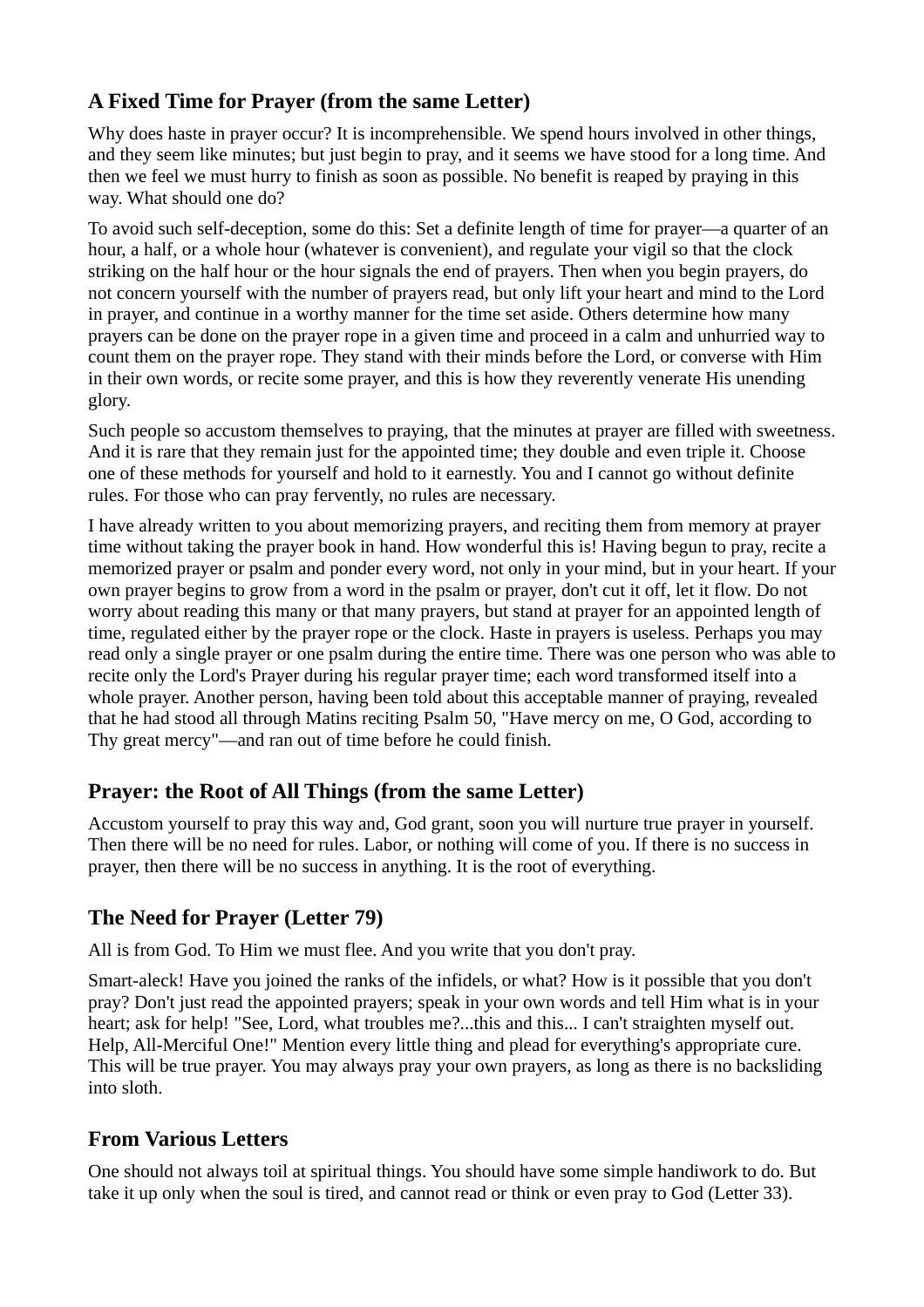## A Fixed Time for Prayer (from the same Letter)

Why does haste in prayer occur? It is incomprehensible. We spend hours involved in other things, and they seem like minutes; but just begin to pray, and it seems we have stood for a long time. And then we feel we must hurry to finish as soon as possible. No benefit is reaped by praying in this way. What should one do?

To avoid such self-deception, some do this: Set a definite length of time for prayer—a quarter of an hour, a half, or a whole hour (whatever is convenient), and regulate your vigil so that the clock striking on the half hour or the hour signals the end of prayers. Then when you begin prayers, do not concern yourself with the number of prayers read, but only lift your heart and mind to the Lord in prayer, and continue in a worthy manner for the time set aside. Others determine how many prayers can be done on the prayer rope in a given time and proceed in a calm and unhurried way to count them on the prayer rope. They stand with their minds before the Lord, or converse with Him in their own words, or recite some prayer, and this is how they reverently venerate His unending glory.

Such people so accustom themselves to praying, that the minutes at prayer are filled with sweetness. And it is rare that they remain just for the appointed time; they double and even triple it. Choose one of these methods for yourself and hold to it earnestly. You and I cannot go without definite rules. For those who can pray fervently, no rules are necessary.

I have already written to you about memorizing prayers, and reciting them from memory at prayer time without taking the prayer book in hand. How wonderful this is! Having begun to pray, recite a memorized prayer or psalm and ponder every word, not only in your mind, but in your heart. If your own prayer begins to grow from a word in the psalm or prayer, don't cut it off, let it flow. Do not worry about reading this many or that many prayers, but stand at prayer for an appointed length of time, regulated either by the prayer rope or the clock. Haste in prayers is useless. Perhaps you may read only a single prayer or one psalm during the entire time. There was one person who was able to recite only the Lord's Prayer during his regular prayer time; each word transformed itself into a whole prayer. Another person, having been told about this acceptable manner of praying, revealed that he had stood all through Matins reciting Psalm 50, "Have mercy on me, O God, according to Thy great mercy"—and ran out of time before he could finish.

## Prayer: the Root of All Things (from the same Letter)

Accustom yourself to pray this way and, God grant, soon you will nurture true prayer in yourself. Then there will be no need for rules. Labor, or nothing will come of you. If there is no success in prayer, then there will be no success in anything. It is the root of everything.

## The Need for Prayer (Letter 79)

All is from God. To Him we must flee. And you write that you don't pray.

Smart-aleck! Have you joined the ranks of the infidels, or what? How is it possible that you don't pray? Don't just read the appointed prayers; speak in your own words and tell Him what is in your heart; ask for help! "See, Lord, what troubles me?...this and this... I can't straighten myself out. Help, All-Merciful One!" Mention every little thing and plead for everything's appropriate cure. This will be true prayer. You may always pray your own prayers, as long as there is no backsliding into sloth.

## From Various Letters

One should not always toil at spiritual things. You should have some simple handiwork to do. But take it up only when the soul is tired, and cannot read or think or even pray to God (Letter 33).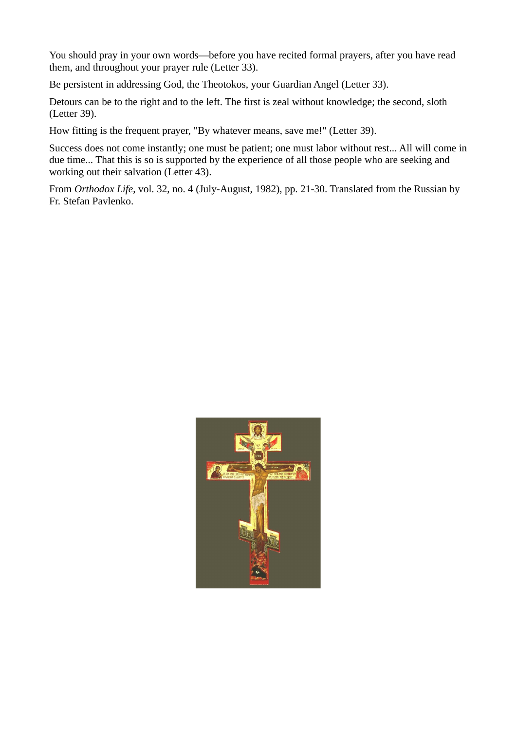You should pray in your own words—before you have recited formal prayers, after you have read them, and throughout your prayer rule (Letter 33).

Be persistent in addressing God, the Theotokos, your Guardian Angel (Letter 33).

Detours can be to the right and to the left. The first is zeal without knowledge; the second, sloth (Letter 39).

How fitting is the frequent prayer, "By whatever means, save me!" (Letter 39).

Success does not come instantly; one must be patient; one must labor without rest... All will come in due time... That this is so is supported by the experience of all those people who are seeking and working out their salvation (Letter 43).

From *Orthodox Life*, vol. 32, no. 4 (July-August, 1982), pp. 21-30. Translated from the Russian by Fr. Stefan Pavlenko.